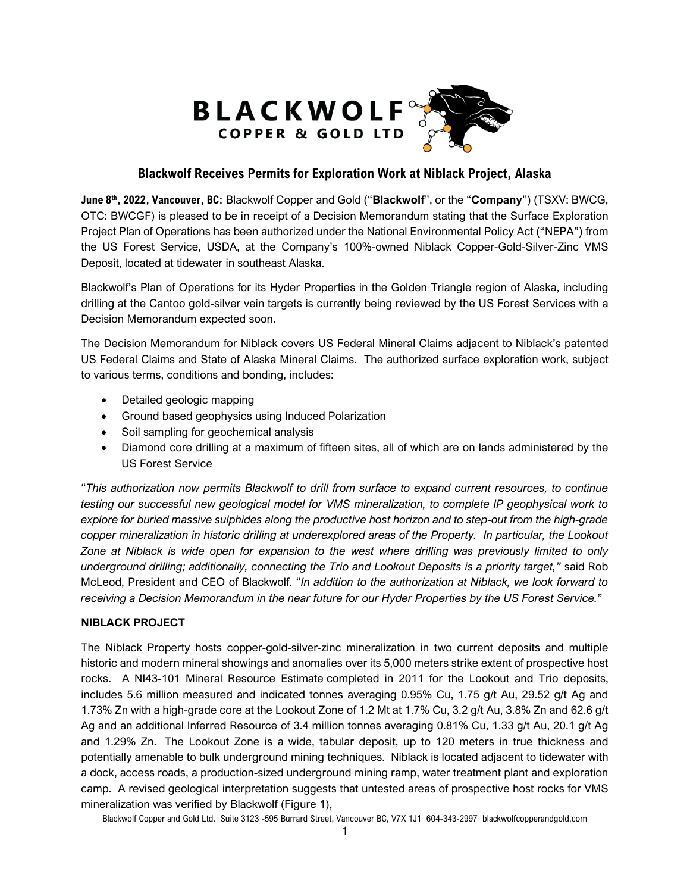# Blackwolf Receives Permits for Exploration Work at Niblack Project, Alaska

**June 8th, 2022, Vancouver, BC:** Blackwolf Copper and Gold ("**Blackwolf**", or the "**Company**") (TSXV: BWCG, OTC: BWCGF) is pleased to be in receipt of a Decision Memorandum stating that the Surface Exploration Project Plan of Operations has been authorized under the National Environmental Policy Act ("NEPA") from the US Forest Service, USDA, at the Company's 100%-owned Niblack Copper-Gold-Silver-Zinc VMS Deposit, located at tidewater in southeast Alaska.

Blackwolf's Plan of Operations for its Hyder Properties in the Golden Triangle region of Alaska, including drilling at the Cantoo gold-silver vein targets is currently being reviewed by the US Forest Services with a Decision Memorandum expected soon.

The Decision Memorandum for Niblack covers US Federal Mineral Claims adjacent to Niblack's patented US Federal Claims and State of Alaska Mineral Claims. The authorized surface exploration work, subject to various terms, conditions and bonding, includes:

- Detailed geologic mapping
- Ground based geophysics using Induced Polarization
- Soil sampling for geochemical analysis
- Diamond core drilling at a maximum of fifteen sites, all of which are on lands administered by the US Forest Service

"*This authorization now permits Blackwolf to drill from surface to expand current resources, to continue testing our successful new geological model for VMS mineralization, to complete IP geophysical work to explore for buried massive sulphides along the productive host horizon and to step-out from the high-grade copper mineralization in historic drilling at underexplored areas of the Property. In particular, the Lookout Zone at Niblack is wide open for expansion to the west where drilling was previously limited to only underground drilling; additionally, connecting the Trio and Lookout Deposits is a priority target,*" said Rob McLeod, President and CEO of Blackwolf. "*In addition to the authorization at Niblack, we look forward to receiving a Decision Memorandum in the near future for our Hyder Properties by the US Forest Service.*"

## NIBLACK PROJECT

The Niblack Property hosts copper-gold-silver-zinc mineralization in two current deposits and multiple historic and modern mineral showings and anomalies over its 5,000 meters strike extent of prospective host rocks. A NI43-101 Mineral Resource Estimate completed in 2011 for the Lookout and Trio deposits, includes 5.6 million measured and indicated tonnes averaging 0.95% Cu, 1.75 g/t Au, 29.52 g/t Ag and 1.73% Zn with a high-grade core at the Lookout Zone of 1.2 Mt at 1.7% Cu, 3.2 g/t Au, 3.8% Zn and 62.6 g/t Ag and an additional Inferred Resource of 3.4 million tonnes averaging 0.81% Cu, 1.33 g/t Au, 20.1 g/t Ag and 1.29% Zn. The Lookout Zone is a wide, tabular deposit, up to 120 meters in true thickness and potentially amenable to bulk underground mining techniques. Niblack is located adjacent to tidewater with a dock, access roads, a production-sized underground mining ramp, water treatment plant and exploration camp. A revised geological interpretation suggests that untested areas of prospective host rocks for VMS mineralization was verified by Blackwolf (Figure 1),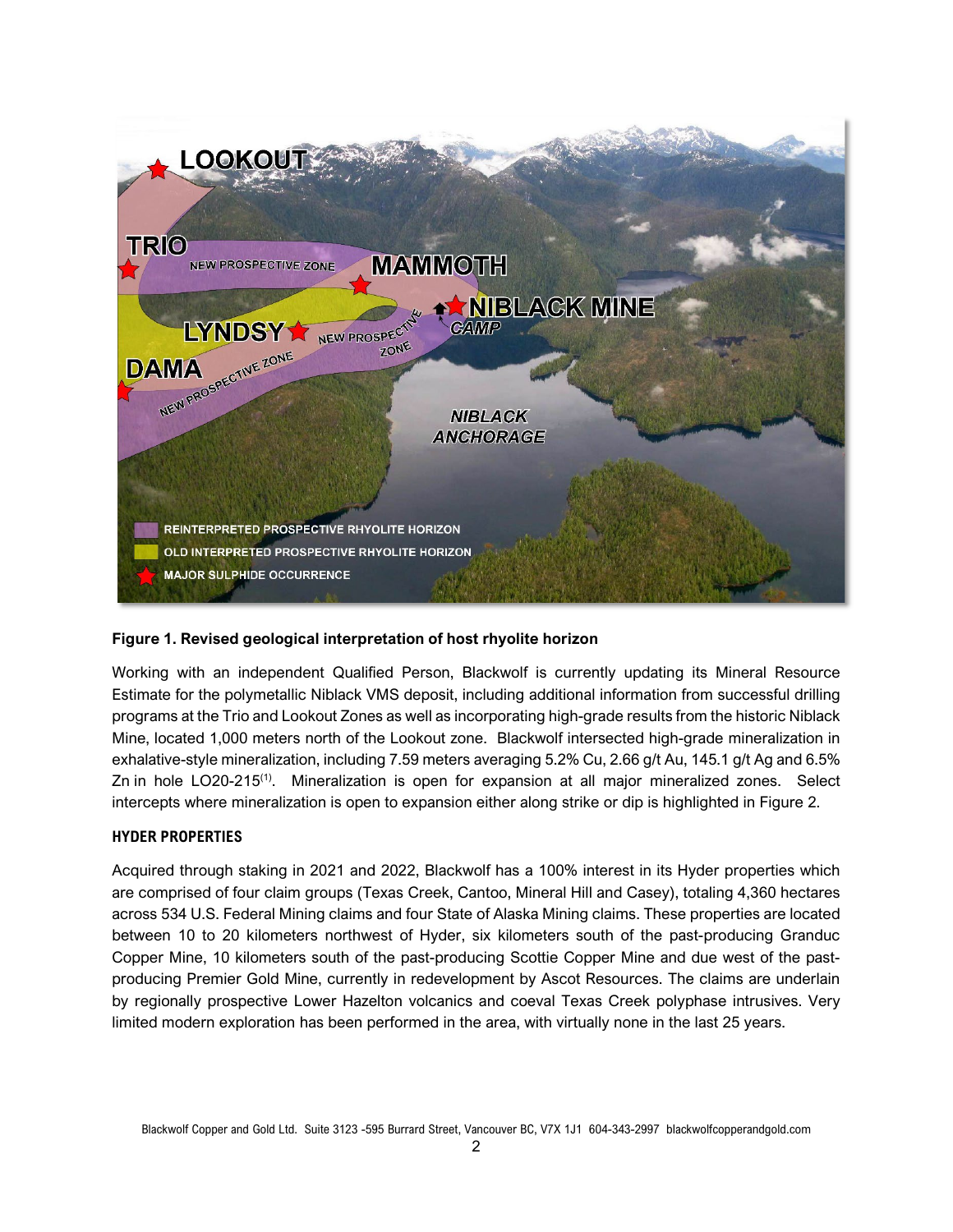**Figure 1. Revised geological interpretation of host rhyolite horizon**

Working with an independent Qualified Person, Blackwolf is currently updating its Mineral Resource Estimate for the polymetallic Niblack VMS deposit, including additional information from successful drilling programs at the Trio and Lookout Zones as well as incorporating high-grade results from the historic Niblack Mine, located 1,000 meters north of the Lookout zone. Blackwolf intersected high-grade mineralization in exhalative-style mineralization, including 7.59 meters averaging 5.2% Cu, 2.66 g/t Au, 145.1 g/t Ag and 6.5% Zn in hole LO20-215[(1)]. Mineralization is open for expansion at all major mineralized zones. Select intercepts where mineralization is open to expansion either along strike or dip is highlighted in Figure 2.

## HYDER PROPERTIES

Acquired through staking in 2021 and 2022, Blackwolf has a 100% interest in its Hyder properties which are comprised of four claim groups (Texas Creek, Cantoo, Mineral Hill and Casey), totaling 4,360 hectares across 534 U.S. Federal Mining claims and four State of Alaska Mining claims. These properties are located between 10 to 20 kilometers northwest of Hyder, six kilometers south of the past-producing Granduc Copper Mine, 10 kilometers south of the past-producing Scottie Copper Mine and due west of the past-producing Premier Gold Mine, currently in redevelopment by Ascot Resources. The claims are underlain by regionally prospective Lower Hazelton volcanics and coeval Texas Creek polyphase intrusives. Very limited modern exploration has been performed in the area, with virtually none in the last 25 years.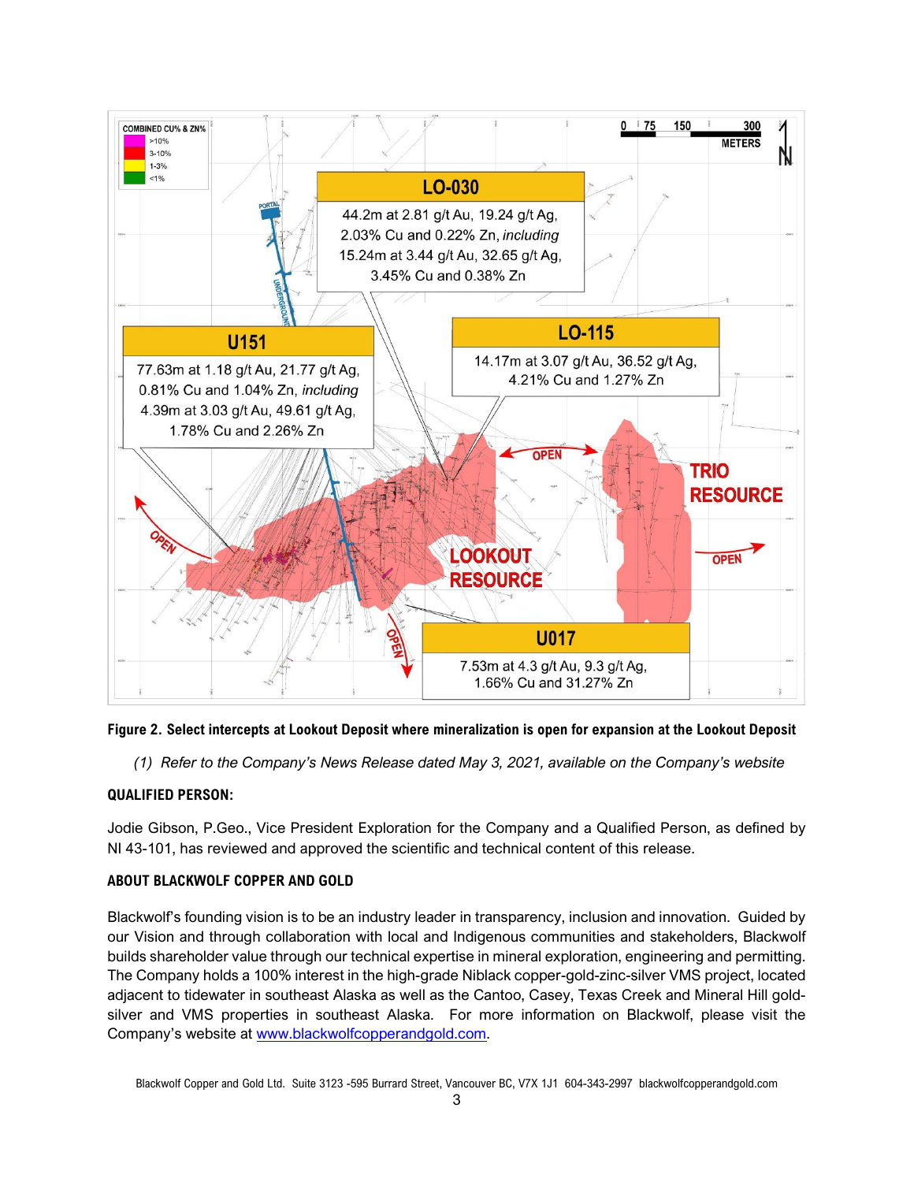**Figure 2. Select intercepts at Lookout Deposit where mineralization is open for expansion at the Lookout Deposit**

*(1) Refer to the Company's News Release dated May 3, 2021, available on the Company's website*

**QUALIFIED PERSON:**

Jodie Gibson, P.Geo., Vice President Exploration for the Company and a Qualified Person, as defined by NI 43-101, has reviewed and approved the scientific and technical content of this release.

**ABOUT BLACKWOLF COPPER AND GOLD**

Blackwolf's founding vision is to be an industry leader in transparency, inclusion and innovation. Guided by our Vision and through collaboration with local and Indigenous communities and stakeholders, Blackwolf builds shareholder value through our technical expertise in mineral exploration, engineering and permitting. The Company holds a 100% interest in the high-grade Niblack copper-gold-zinc-silver VMS project, located adjacent to tidewater in southeast Alaska as well as the Cantoo, Casey, Texas Creek and Mineral Hill gold-silver and VMS properties in southeast Alaska. For more information on Blackwolf, please visit the Company's website at [www.blackwolfcopperandgold.com](www.blackwolfcopperandgold.com).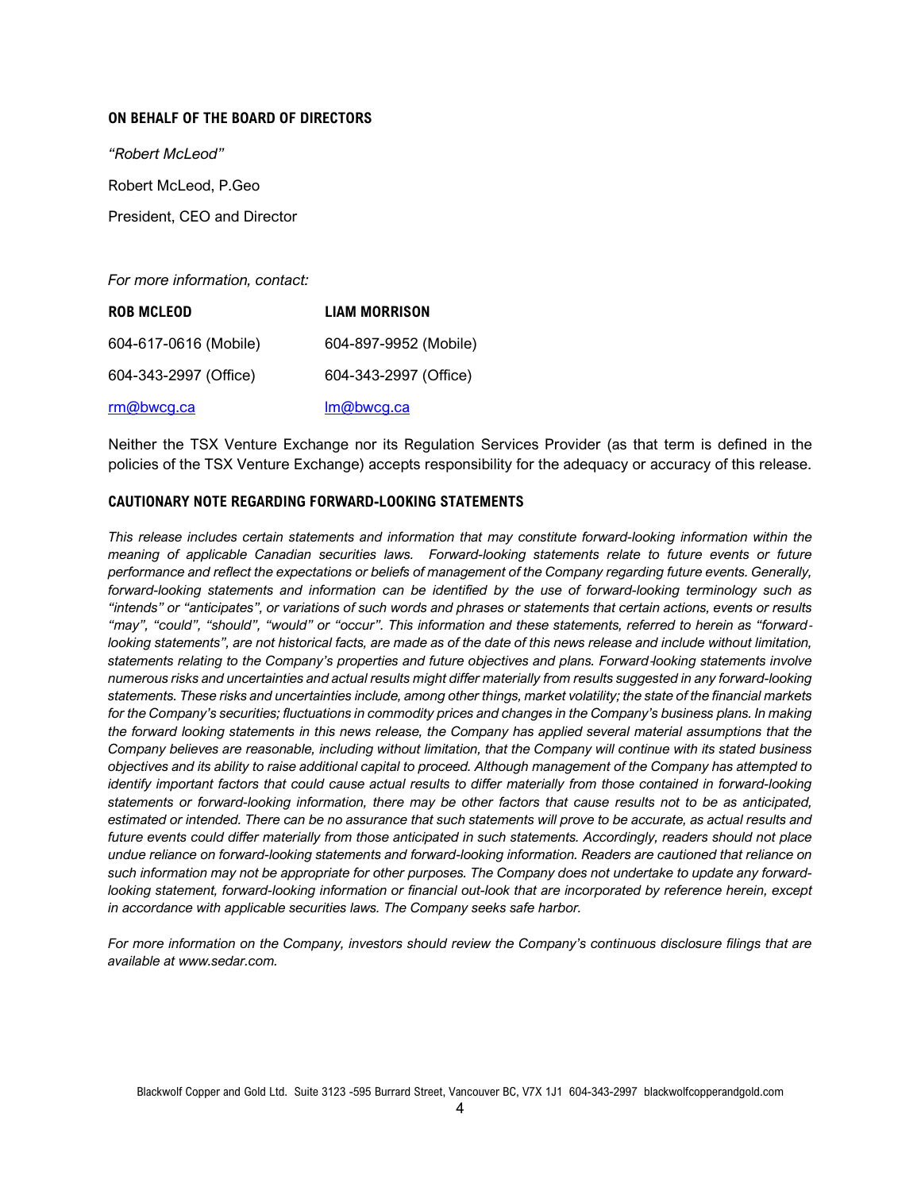**ON BEHALF OF THE BOARD OF DIRECTORS**

*"Robert McLeod"*

Robert McLeod, P.Geo

President, CEO and Director

*For more information, contact:*

| **ROB MCLEOD** | **LIAM MORRISON** |
|---|---|
| 604-617-0616 (Mobile) | 604-897-9952 (Mobile) |
| 604-343-2997 (Office) | 604-343-2997 (Office) |
| rm@bwcg.ca | lm@bwcg.ca |

Neither the TSX Venture Exchange nor its Regulation Services Provider (as that term is defined in the policies of the TSX Venture Exchange) accepts responsibility for the adequacy or accuracy of this release.

**CAUTIONARY NOTE REGARDING FORWARD-LOOKING STATEMENTS**

*This release includes certain statements and information that may constitute forward-looking information within the meaning of applicable Canadian securities laws. Forward-looking statements relate to future events or future performance and reflect the expectations or beliefs of management of the Company regarding future events. Generally, forward-looking statements and information can be identified by the use of forward-looking terminology such as "intends" or "anticipates", or variations of such words and phrases or statements that certain actions, events or results "may", "could", "should", "would" or "occur". This information and these statements, referred to herein as "forward-looking statements", are not historical facts, are made as of the date of this news release and include without limitation, statements relating to the Company's properties and future objectives and plans. Forward-looking statements involve numerous risks and uncertainties and actual results might differ materially from results suggested in any forward-looking statements. These risks and uncertainties include, among other things, market volatility; the state of the financial markets for the Company's securities; fluctuations in commodity prices and changes in the Company's business plans. In making the forward looking statements in this news release, the Company has applied several material assumptions that the Company believes are reasonable, including without limitation, that the Company will continue with its stated business objectives and its ability to raise additional capital to proceed. Although management of the Company has attempted to identify important factors that could cause actual results to differ materially from those contained in forward-looking statements or forward-looking information, there may be other factors that cause results not to be as anticipated, estimated or intended. There can be no assurance that such statements will prove to be accurate, as actual results and future events could differ materially from those anticipated in such statements. Accordingly, readers should not place undue reliance on forward-looking statements and forward-looking information. Readers are cautioned that reliance on such information may not be appropriate for other purposes. The Company does not undertake to update any forward-looking statement, forward-looking information or financial out-look that are incorporated by reference herein, except in accordance with applicable securities laws. The Company seeks safe harbor.*

*For more information on the Company, investors should review the Company's continuous disclosure filings that are available at www.sedar.com.*